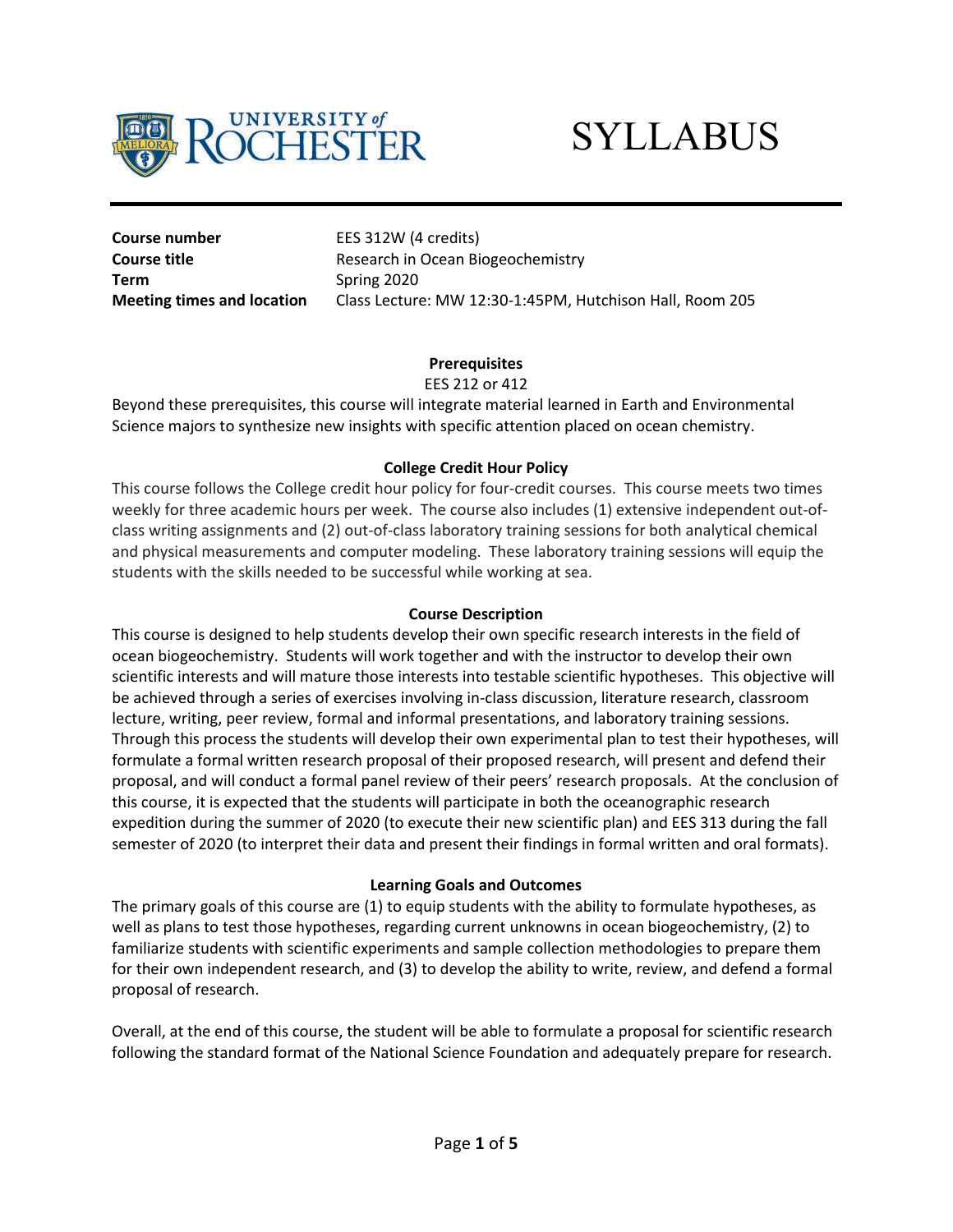# SYLLABUS

| | |
|---|---|
| **Course number** | EES 312W (4 credits) |
| **Course title** | Research in Ocean Biogeochemistry |
| **Term** | Spring 2020 |
| **Meeting times and location** | Class Lecture: MW 12:30-1:45PM, Hutchison Hall, Room 205 |

## Prerequisites

EES 212 or 412

Beyond these prerequisites, this course will integrate material learned in Earth and Environmental Science majors to synthesize new insights with specific attention placed on ocean chemistry.

## College Credit Hour Policy

This course follows the College credit hour policy for four-credit courses. This course meets two times weekly for three academic hours per week. The course also includes (1) extensive independent out-of-class writing assignments and (2) out-of-class laboratory training sessions for both analytical chemical and physical measurements and computer modeling. These laboratory training sessions will equip the students with the skills needed to be successful while working at sea.

## Course Description

This course is designed to help students develop their own specific research interests in the field of ocean biogeochemistry. Students will work together and with the instructor to develop their own scientific interests and will mature those interests into testable scientific hypotheses. This objective will be achieved through a series of exercises involving in-class discussion, literature research, classroom lecture, writing, peer review, formal and informal presentations, and laboratory training sessions. Through this process the students will develop their own experimental plan to test their hypotheses, will formulate a formal written research proposal of their proposed research, will present and defend their proposal, and will conduct a formal panel review of their peers' research proposals. At the conclusion of this course, it is expected that the students will participate in both the oceanographic research expedition during the summer of 2020 (to execute their new scientific plan) and EES 313 during the fall semester of 2020 (to interpret their data and present their findings in formal written and oral formats).

## Learning Goals and Outcomes

The primary goals of this course are (1) to equip students with the ability to formulate hypotheses, as well as plans to test those hypotheses, regarding current unknowns in ocean biogeochemistry, (2) to familiarize students with scientific experiments and sample collection methodologies to prepare them for their own independent research, and (3) to develop the ability to write, review, and defend a formal proposal of research.

Overall, at the end of this course, the student will be able to formulate a proposal for scientific research following the standard format of the National Science Foundation and adequately prepare for research.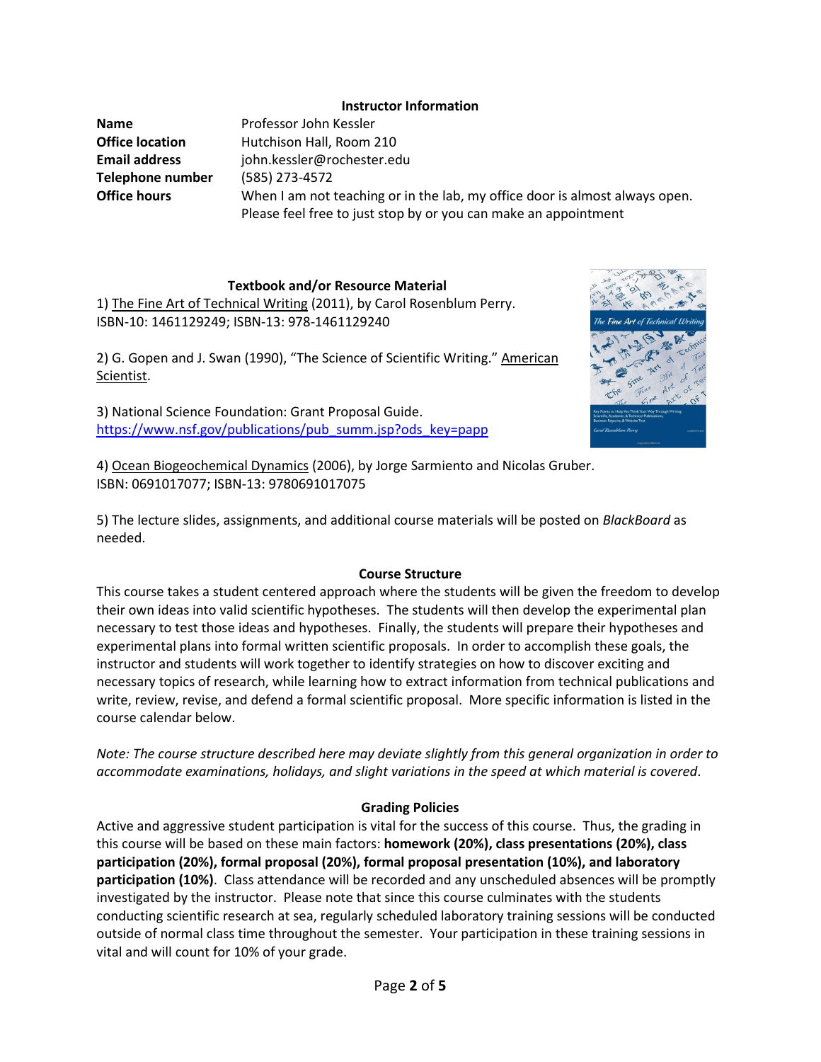**Instructor Information**

| | |
|---|---|
| **Name** | Professor John Kessler |
| **Office location** | Hutchison Hall, Room 210 |
| **Email address** | john.kessler@rochester.edu |
| **Telephone number** | (585) 273-4572 |
| **Office hours** | When I am not teaching or in the lab, my office door is almost always open. Please feel free to just stop by or you can make an appointment |

**Textbook and/or Resource Material**

1) The Fine Art of Technical Writing (2011), by Carol Rosenblum Perry. ISBN-10: 1461129249; ISBN-13: 978-1461129240

2) G. Gopen and J. Swan (1990), "The Science of Scientific Writing." American Scientist.

3) National Science Foundation: Grant Proposal Guide. https://www.nsf.gov/publications/pub_summ.jsp?ods_key=papp

4) Ocean Biogeochemical Dynamics (2006), by Jorge Sarmiento and Nicolas Gruber. ISBN: 0691017077; ISBN-13: 9780691017075

5) The lecture slides, assignments, and additional course materials will be posted on *BlackBoard* as needed.

**Course Structure**

This course takes a student centered approach where the students will be given the freedom to develop their own ideas into valid scientific hypotheses. The students will then develop the experimental plan necessary to test those ideas and hypotheses. Finally, the students will prepare their hypotheses and experimental plans into formal written scientific proposals. In order to accomplish these goals, the instructor and students will work together to identify strategies on how to discover exciting and necessary topics of research, while learning how to extract information from technical publications and write, review, revise, and defend a formal scientific proposal. More specific information is listed in the course calendar below.

*Note: The course structure described here may deviate slightly from this general organization in order to accommodate examinations, holidays, and slight variations in the speed at which material is covered*.

**Grading Policies**

Active and aggressive student participation is vital for the success of this course. Thus, the grading in this course will be based on these main factors: **homework (20%), class presentations (20%), class participation (20%), formal proposal (20%), formal proposal presentation (10%), and laboratory participation (10%)**. Class attendance will be recorded and any unscheduled absences will be promptly investigated by the instructor. Please note that since this course culminates with the students conducting scientific research at sea, regularly scheduled laboratory training sessions will be conducted outside of normal class time throughout the semester. Your participation in these training sessions in vital and will count for 10% of your grade.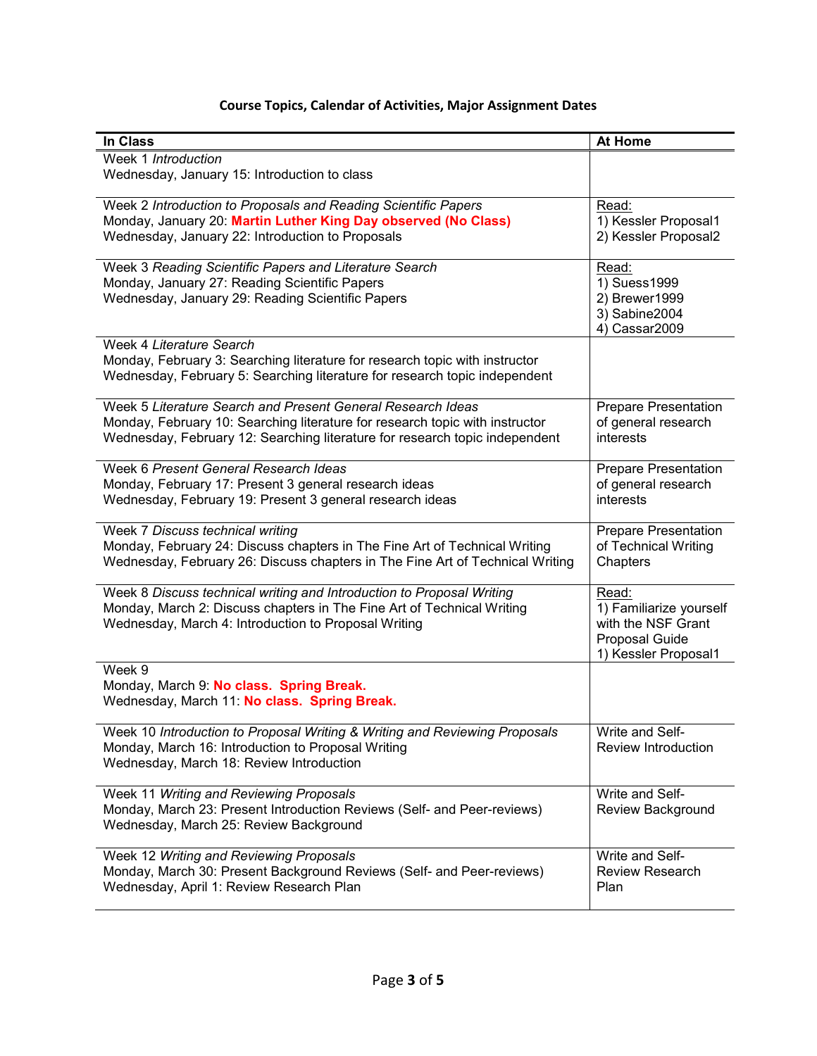# Course Topics, Calendar of Activities, Major Assignment Dates

| In Class | At Home |
|---|---|
| Week 1 *Introduction*<br>Wednesday, January 15: Introduction to class | |
| Week 2 *Introduction to Proposals and Reading Scientific Papers*<br>Monday, January 20: **Martin Luther King Day observed (No Class)**<br>Wednesday, January 22: Introduction to Proposals | Read:<br>1) Kessler Proposal1<br>2) Kessler Proposal2 |
| Week 3 *Reading Scientific Papers and Literature Search*<br>Monday, January 27: Reading Scientific Papers<br>Wednesday, January 29: Reading Scientific Papers | Read:<br>1) Suess1999<br>2) Brewer1999<br>3) Sabine2004<br>4) Cassar2009 |
| Week 4 *Literature Search*<br>Monday, February 3: Searching literature for research topic with instructor<br>Wednesday, February 5: Searching literature for research topic independent | |
| Week 5 *Literature Search and Present General Research Ideas*<br>Monday, February 10: Searching literature for research topic with instructor<br>Wednesday, February 12: Searching literature for research topic independent | Prepare Presentation of general research interests |
| Week 6 *Present General Research Ideas*<br>Monday, February 17: Present 3 general research ideas<br>Wednesday, February 19: Present 3 general research ideas | Prepare Presentation of general research interests |
| Week 7 *Discuss technical writing*<br>Monday, February 24: Discuss chapters in The Fine Art of Technical Writing<br>Wednesday, February 26: Discuss chapters in The Fine Art of Technical Writing | Prepare Presentation of Technical Writing Chapters |
| Week 8 *Discuss technical writing and Introduction to Proposal Writing*<br>Monday, March 2: Discuss chapters in The Fine Art of Technical Writing<br>Wednesday, March 4: Introduction to Proposal Writing | Read:<br>1) Familiarize yourself with the NSF Grant Proposal Guide<br>1) Kessler Proposal1 |
| Week 9<br>Monday, March 9: **No class. Spring Break.**<br>Wednesday, March 11: **No class. Spring Break.** | |
| Week 10 *Introduction to Proposal Writing & Writing and Reviewing Proposals*<br>Monday, March 16: Introduction to Proposal Writing<br>Wednesday, March 18: Review Introduction | Write and Self-Review Introduction |
| Week 11 *Writing and Reviewing Proposals*<br>Monday, March 23: Present Introduction Reviews (Self- and Peer-reviews)<br>Wednesday, March 25: Review Background | Write and Self-Review Background |
| Week 12 *Writing and Reviewing Proposals*<br>Monday, March 30: Present Background Reviews (Self- and Peer-reviews)<br>Wednesday, April 1: Review Research Plan | Write and Self-Review Research Plan |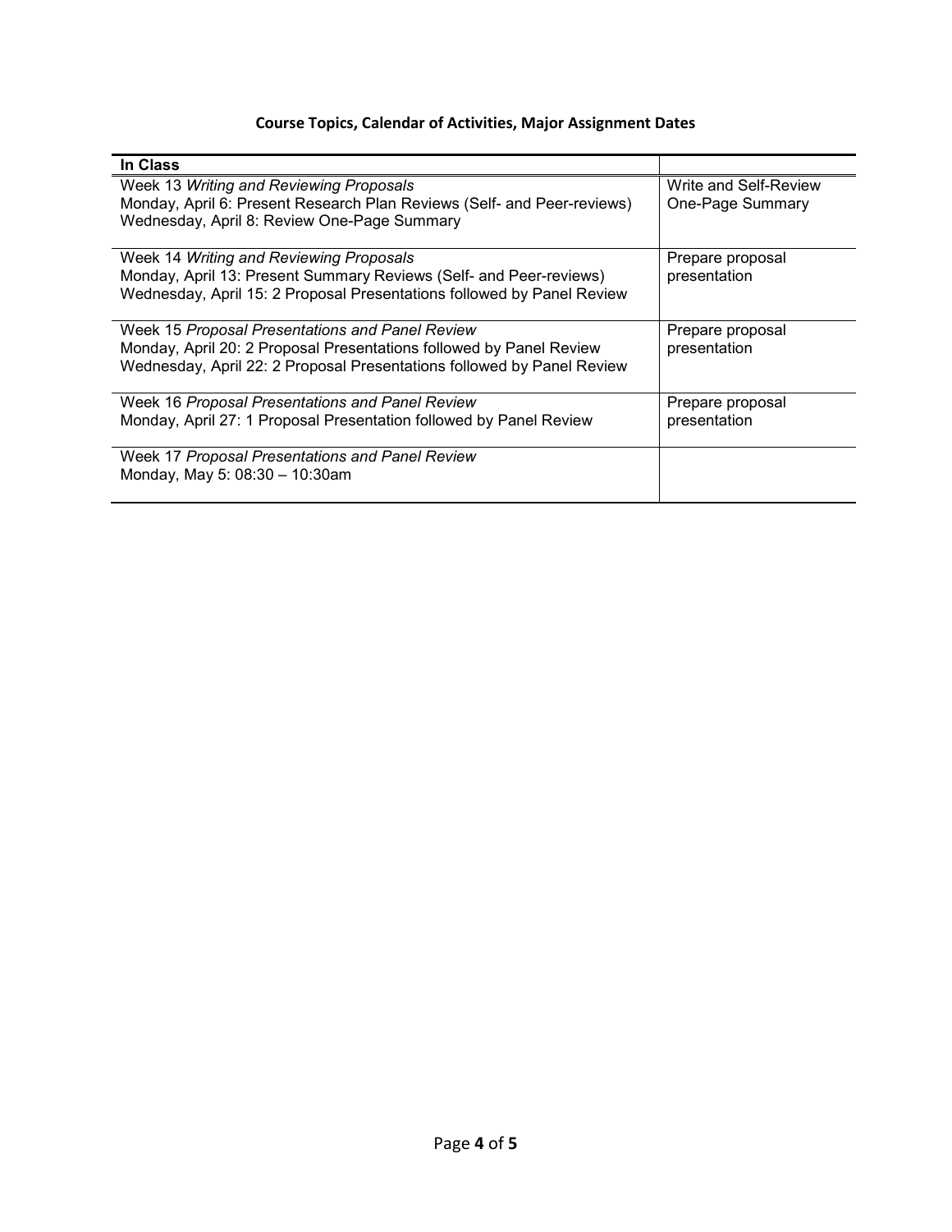**Course Topics, Calendar of Activities, Major Assignment Dates**

| **In Class** | |
| --- | --- |
| Week 13 *Writing and Reviewing Proposals*<br>Monday, April 6: Present Research Plan Reviews (Self- and Peer-reviews)<br>Wednesday, April 8: Review One-Page Summary | Write and Self-Review One-Page Summary |
| Week 14 *Writing and Reviewing Proposals*<br>Monday, April 13: Present Summary Reviews (Self- and Peer-reviews)<br>Wednesday, April 15: 2 Proposal Presentations followed by Panel Review | Prepare proposal presentation |
| Week 15 *Proposal Presentations and Panel Review*<br>Monday, April 20: 2 Proposal Presentations followed by Panel Review<br>Wednesday, April 22: 2 Proposal Presentations followed by Panel Review | Prepare proposal presentation |
| Week 16 *Proposal Presentations and Panel Review*<br>Monday, April 27: 1 Proposal Presentation followed by Panel Review | Prepare proposal presentation |
| Week 17 *Proposal Presentations and Panel Review*<br>Monday, May 5: 08:30 – 10:30am | |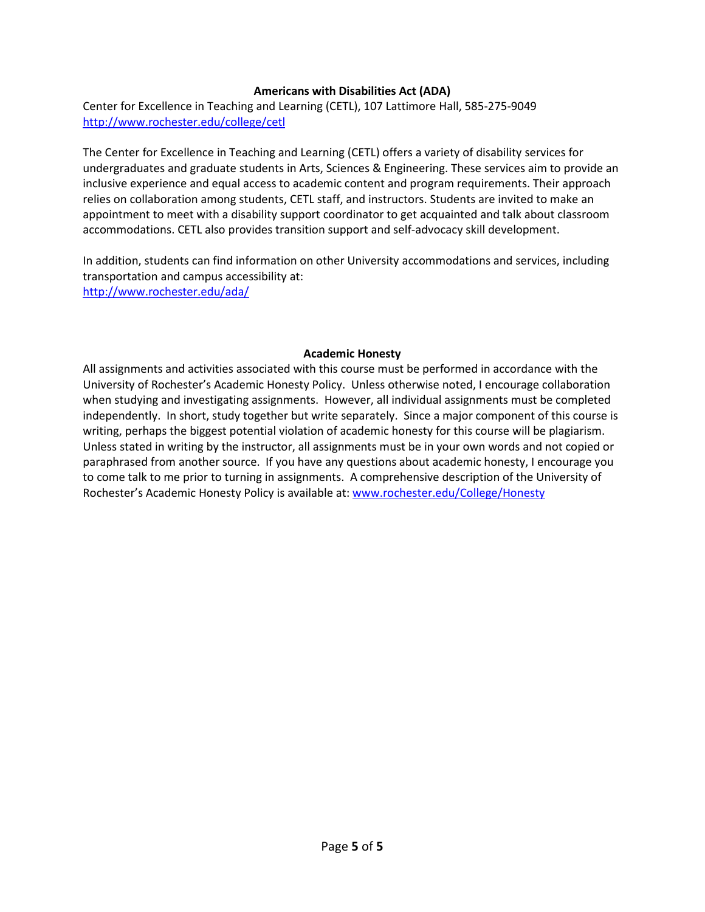## Americans with Disabilities Act (ADA)

Center for Excellence in Teaching and Learning (CETL), 107 Lattimore Hall, 585-275-9049
http://www.rochester.edu/college/cetl

The Center for Excellence in Teaching and Learning (CETL) offers a variety of disability services for undergraduates and graduate students in Arts, Sciences & Engineering. These services aim to provide an inclusive experience and equal access to academic content and program requirements. Their approach relies on collaboration among students, CETL staff, and instructors. Students are invited to make an appointment to meet with a disability support coordinator to get acquainted and talk about classroom accommodations. CETL also provides transition support and self-advocacy skill development.

In addition, students can find information on other University accommodations and services, including transportation and campus accessibility at:
http://www.rochester.edu/ada/

## Academic Honesty

All assignments and activities associated with this course must be performed in accordance with the University of Rochester's Academic Honesty Policy. Unless otherwise noted, I encourage collaboration when studying and investigating assignments. However, all individual assignments must be completed independently. In short, study together but write separately. Since a major component of this course is writing, perhaps the biggest potential violation of academic honesty for this course will be plagiarism. Unless stated in writing by the instructor, all assignments must be in your own words and not copied or paraphrased from another source. If you have any questions about academic honesty, I encourage you to come talk to me prior to turning in assignments. A comprehensive description of the University of Rochester's Academic Honesty Policy is available at: www.rochester.edu/College/Honesty